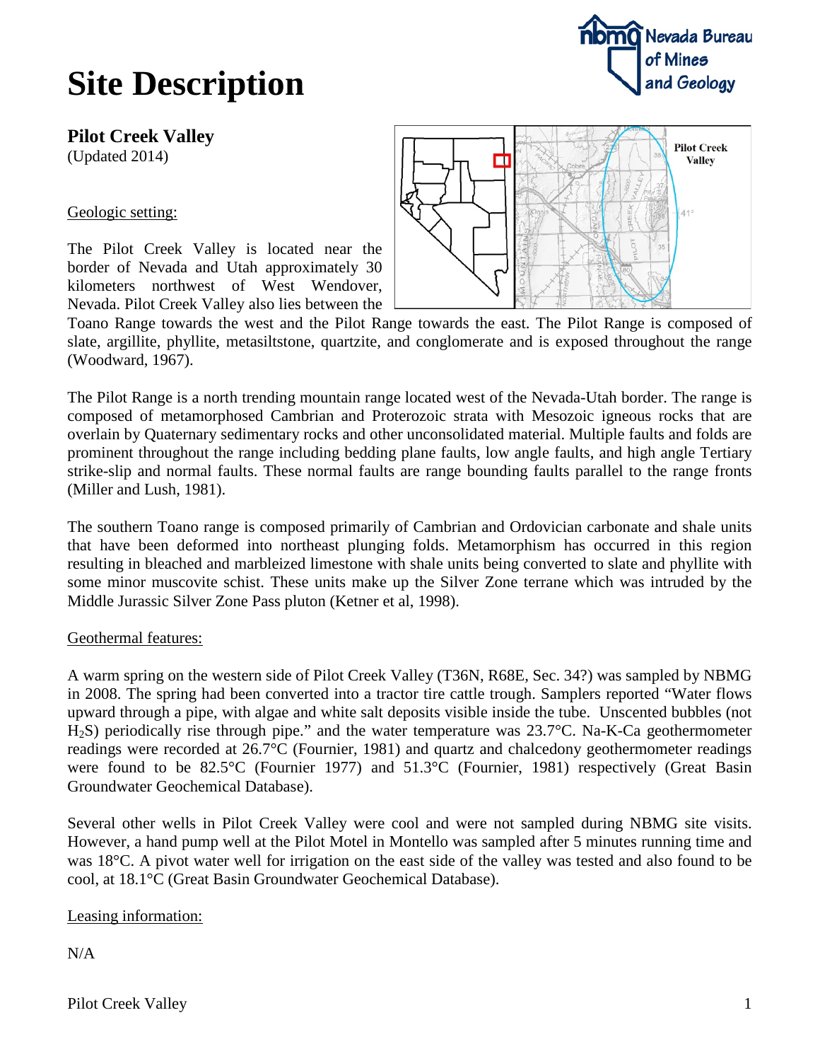# Site Description

**Pilot Creek Valley**
(Updated 2014)

Geologic setting:

The Pilot Creek Valley is located near the border of Nevada and Utah approximately 30 kilometers northwest of West Wendover, Nevada. Pilot Creek Valley also lies between the Toano Range towards the west and the Pilot Range towards the east. The Pilot Range is composed of slate, argillite, phyllite, metasiltstone, quartzite, and conglomerate and is exposed throughout the range (Woodward, 1967).

The Pilot Range is a north trending mountain range located west of the Nevada-Utah border. The range is composed of metamorphosed Cambrian and Proterozoic strata with Mesozoic igneous rocks that are overlain by Quaternary sedimentary rocks and other unconsolidated material. Multiple faults and folds are prominent throughout the range including bedding plane faults, low angle faults, and high angle Tertiary strike-slip and normal faults. These normal faults are range bounding faults parallel to the range fronts (Miller and Lush, 1981).

The southern Toano range is composed primarily of Cambrian and Ordovician carbonate and shale units that have been deformed into northeast plunging folds. Metamorphism has occurred in this region resulting in bleached and marbleized limestone with shale units being converted to slate and phyllite with some minor muscovite schist. These units make up the Silver Zone terrane which was intruded by the Middle Jurassic Silver Zone Pass pluton (Ketner et al, 1998).

Geothermal features:

A warm spring on the western side of Pilot Creek Valley (T36N, R68E, Sec. 34?) was sampled by NBMG in 2008. The spring had been converted into a tractor tire cattle trough. Samplers reported "Water flows upward through a pipe, with algae and white salt deposits visible inside the tube. Unscented bubbles (not $H_2S$) periodically rise through pipe." and the water temperature was 23.7°C. Na-K-Ca geothermometer readings were recorded at 26.7°C (Fournier, 1981) and quartz and chalcedony geothermometer readings were found to be 82.5°C (Fournier 1977) and 51.3°C (Fournier, 1981) respectively (Great Basin Groundwater Geochemical Database).

Several other wells in Pilot Creek Valley were cool and were not sampled during NBMG site visits. However, a hand pump well at the Pilot Motel in Montello was sampled after 5 minutes running time and was 18°C. A pivot water well for irrigation on the east side of the valley was tested and also found to be cool, at 18.1°C (Great Basin Groundwater Geochemical Database).

Leasing information:

N/A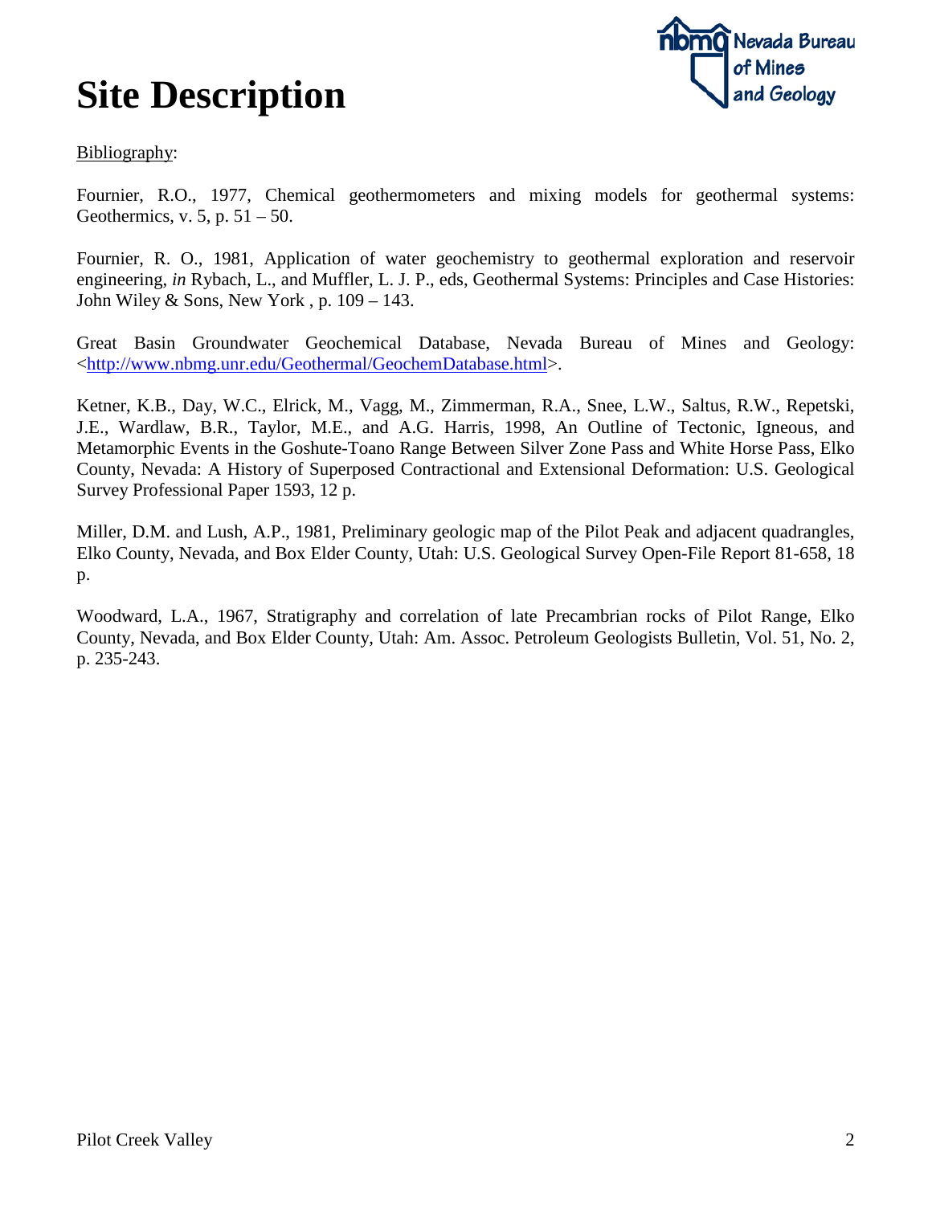# Site Description

Bibliography:

Fournier, R.O., 1977, Chemical geothermometers and mixing models for geothermal systems: Geothermics, v. 5, p. 51 – 50.

Fournier, R. O., 1981, Application of water geochemistry to geothermal exploration and reservoir engineering, *in* Rybach, L., and Muffler, L. J. P., eds, Geothermal Systems: Principles and Case Histories: John Wiley & Sons, New York , p. 109 – 143.

Great Basin Groundwater Geochemical Database, Nevada Bureau of Mines and Geology: <http://www.nbmg.unr.edu/Geothermal/GeochemDatabase.html>.

Ketner, K.B., Day, W.C., Elrick, M., Vagg, M., Zimmerman, R.A., Snee, L.W., Saltus, R.W., Repetski, J.E., Wardlaw, B.R., Taylor, M.E., and A.G. Harris, 1998, An Outline of Tectonic, Igneous, and Metamorphic Events in the Goshute-Toano Range Between Silver Zone Pass and White Horse Pass, Elko County, Nevada: A History of Superposed Contractional and Extensional Deformation: U.S. Geological Survey Professional Paper 1593, 12 p.

Miller, D.M. and Lush, A.P., 1981, Preliminary geologic map of the Pilot Peak and adjacent quadrangles, Elko County, Nevada, and Box Elder County, Utah: U.S. Geological Survey Open-File Report 81-658, 18 p.

Woodward, L.A., 1967, Stratigraphy and correlation of late Precambrian rocks of Pilot Range, Elko County, Nevada, and Box Elder County, Utah: Am. Assoc. Petroleum Geologists Bulletin, Vol. 51, No. 2, p. 235-243.